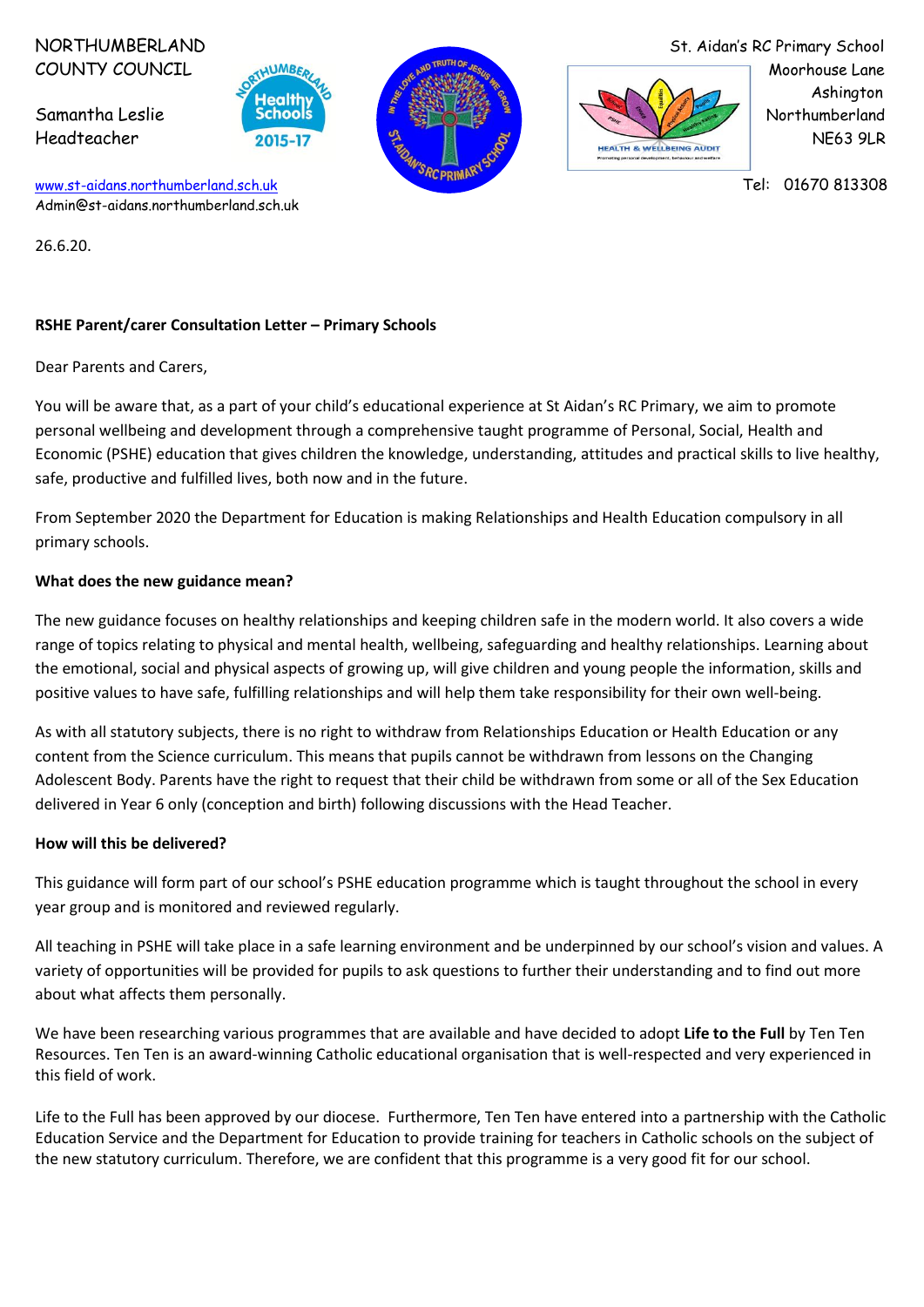NORTHUMBERLAND COUNTY COUNCIL

Samantha Leslie
Headteacher

www.st-aidans.northumberland.sch.uk
Admin@st-aidans.northumberland.sch.uk

St. Aidan's RC Primary School
Moorhouse Lane
Ashington
Northumberland
NE63 9LR

Tel: 01670 813308

26.6.20.

**RSHE Parent/carer Consultation Letter – Primary Schools**

Dear Parents and Carers,

You will be aware that, as a part of your child's educational experience at St Aidan's RC Primary, we aim to promote personal wellbeing and development through a comprehensive taught programme of Personal, Social, Health and Economic (PSHE) education that gives children the knowledge, understanding, attitudes and practical skills to live healthy, safe, productive and fulfilled lives, both now and in the future.

From September 2020 the Department for Education is making Relationships and Health Education compulsory in all primary schools.

**What does the new guidance mean?**

The new guidance focuses on healthy relationships and keeping children safe in the modern world. It also covers a wide range of topics relating to physical and mental health, wellbeing, safeguarding and healthy relationships. Learning about the emotional, social and physical aspects of growing up, will give children and young people the information, skills and positive values to have safe, fulfilling relationships and will help them take responsibility for their own well-being.

As with all statutory subjects, there is no right to withdraw from Relationships Education or Health Education or any content from the Science curriculum. This means that pupils cannot be withdrawn from lessons on the Changing Adolescent Body. Parents have the right to request that their child be withdrawn from some or all of the Sex Education delivered in Year 6 only (conception and birth) following discussions with the Head Teacher.

**How will this be delivered?**

This guidance will form part of our school's PSHE education programme which is taught throughout the school in every year group and is monitored and reviewed regularly.

All teaching in PSHE will take place in a safe learning environment and be underpinned by our school's vision and values. A variety of opportunities will be provided for pupils to ask questions to further their understanding and to find out more about what affects them personally.

We have been researching various programmes that are available and have decided to adopt **Life to the Full** by Ten Ten Resources. Ten Ten is an award-winning Catholic educational organisation that is well-respected and very experienced in this field of work.

Life to the Full has been approved by our diocese. Furthermore, Ten Ten have entered into a partnership with the Catholic Education Service and the Department for Education to provide training for teachers in Catholic schools on the subject of the new statutory curriculum. Therefore, we are confident that this programme is a very good fit for our school.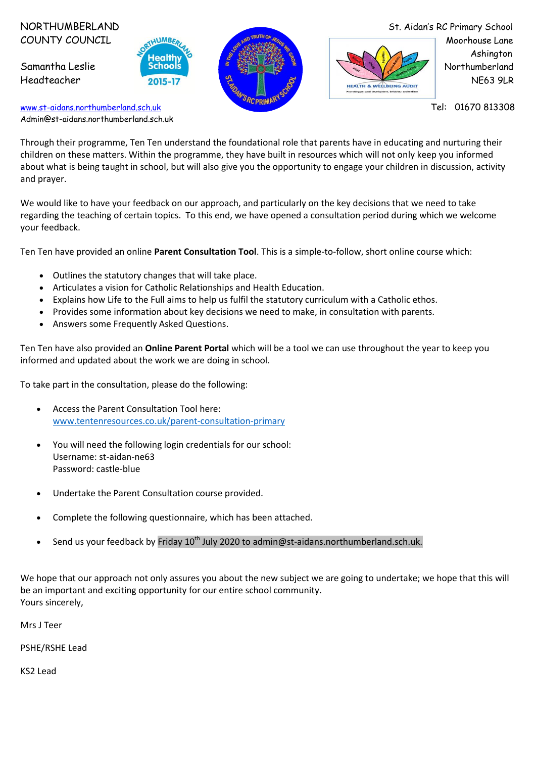NORTHUMBERLAND COUNTY COUNCIL

Samantha Leslie
Headteacher

www.st-aidans.northumberland.sch.uk
Admin@st-aidans.northumberland.sch.uk

St. Aidan's RC Primary School
Moorhouse Lane
Ashington
Northumberland
NE63 9LR

Tel: 01670 813308

Through their programme, Ten Ten understand the foundational role that parents have in educating and nurturing their children on these matters. Within the programme, they have built in resources which will not only keep you informed about what is being taught in school, but will also give you the opportunity to engage your children in discussion, activity and prayer.

We would like to have your feedback on our approach, and particularly on the key decisions that we need to take regarding the teaching of certain topics. To this end, we have opened a consultation period during which we welcome your feedback.

Ten Ten have provided an online **Parent Consultation Tool**. This is a simple-to-follow, short online course which:

- Outlines the statutory changes that will take place.
- Articulates a vision for Catholic Relationships and Health Education.
- Explains how Life to the Full aims to help us fulfil the statutory curriculum with a Catholic ethos.
- Provides some information about key decisions we need to make, in consultation with parents.
- Answers some Frequently Asked Questions.

Ten Ten have also provided an **Online Parent Portal** which will be a tool we can use throughout the year to keep you informed and updated about the work we are doing in school.

To take part in the consultation, please do the following:

- Access the Parent Consultation Tool here: www.tentenresources.co.uk/parent-consultation-primary
- You will need the following login credentials for our school:
  Username: st-aidan-ne63
  Password: castle-blue
- Undertake the Parent Consultation course provided.
- Complete the following questionnaire, which has been attached.
- Send us your feedback by Friday 10th July 2020 to admin@st-aidans.northumberland.sch.uk.

We hope that our approach not only assures you about the new subject we are going to undertake; we hope that this will be an important and exciting opportunity for our entire school community.
Yours sincerely,

Mrs J Teer

PSHE/RSHE Lead

KS2 Lead